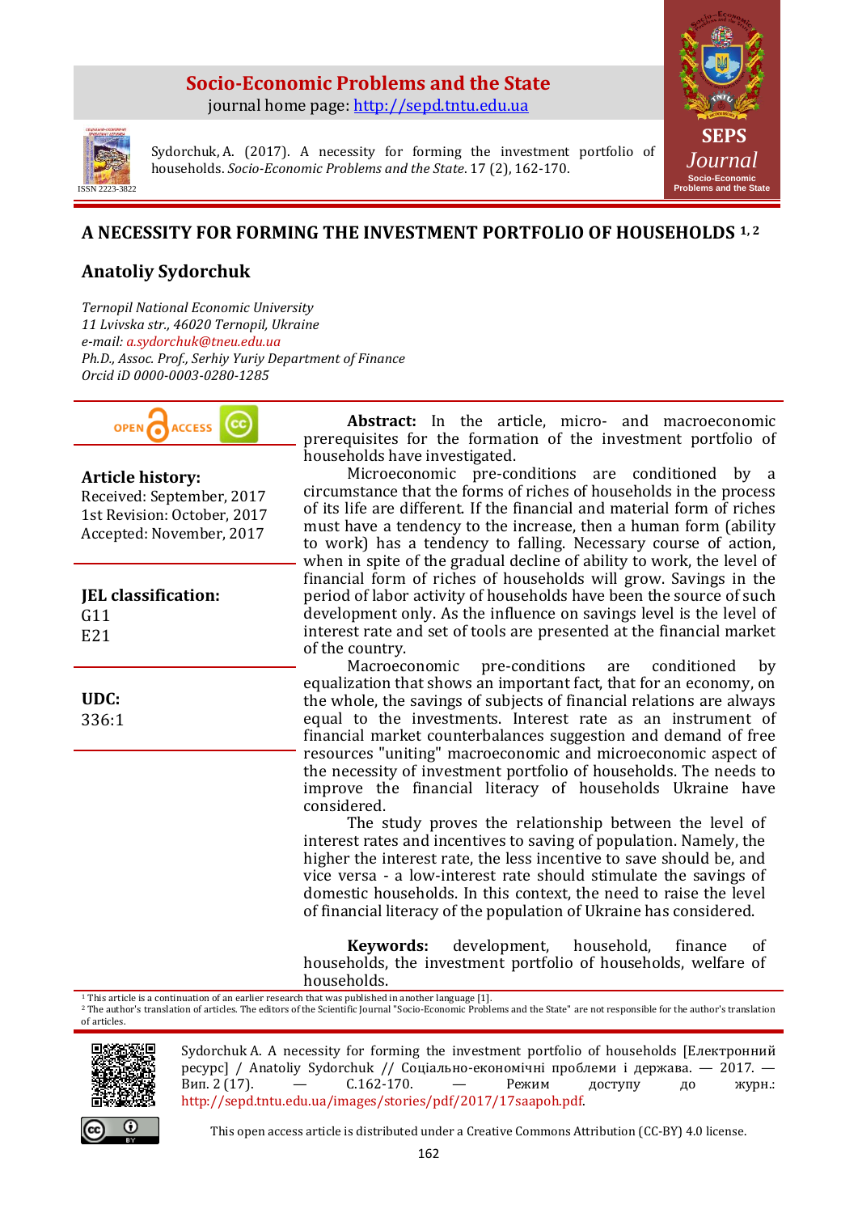**Socio-Economic Problems and the State**

journal home page: http://sepd.tntu.edu.ua

ISSN 2223-3822

Sydorchuk, A. (2017). A necessity for forming the investment portfolio of households. *Socio-Economic Problems and the State*. 17 (2), 162-170.

# A NECESSITY FOR FORMING THE INVESTMENT PORTFOLIO OF HOUSEHOLDS [1, 2]

## Anatoliy Sydorchuk

*Ternopil National Economic University*
*11 Lvivska str., 46020 Ternopil, Ukraine*
*e-mail: a.sydorchuk@tneu.edu.ua*
*Ph.D., Assoc. Prof., Serhiy Yuriy Department of Finance*
*Orcid iD 0000-0003-0280-1285*

**Article history:**
Received: September, 2017
1st Revision: October, 2017
Accepted: November, 2017

**JEL classification:**
G11
E21

**UDC:**
336:1

**Abstract:** In the article, micro- and macroeconomic prerequisites for the formation of the investment portfolio of households have investigated.

Microeconomic pre-conditions are conditioned by a circumstance that the forms of riches of households in the process of its life are different. If the financial and material form of riches must have a tendency to the increase, then a human form (ability to work) has a tendency to falling. Necessary course of action, when in spite of the gradual decline of ability to work, the level of financial form of riches of households will grow. Savings in the period of labor activity of households have been the source of such development only. As the influence on savings level is the level of interest rate and set of tools are presented at the financial market of the country.

Macroeconomic pre-conditions are conditioned by equalization that shows an important fact, that for an economy, on the whole, the savings of subjects of financial relations are always equal to the investments. Interest rate as an instrument of financial market counterbalances suggestion and demand of free resources "uniting" macroeconomic and microeconomic aspect of the necessity of investment portfolio of households. The needs to improve the financial literacy of households Ukraine have considered.

The study proves the relationship between the level of interest rates and incentives to saving of population. Namely, the higher the interest rate, the less incentive to save should be, and vice versa - a low-interest rate should stimulate the savings of domestic households. In this context, the need to raise the level of financial literacy of the population of Ukraine has considered.

**Keywords:** development, household, finance of households, the investment portfolio of households, welfare of households.

[1] This article is a continuation of an earlier research that was published in another language [1].
[2] The author's translation of articles. The editors of the Scientific Journal "Socio-Economic Problems and the State" are not responsible for the author's translation of articles.

Sydorchuk A. A necessity for forming the investment portfolio of households [Електронний ресурс] / Anatoliy Sydorchuk // Соціально-економічні проблеми і держава. — 2017. — Вип. 2 (17). — С.162-170. — Режим доступу до журн.: http://sepd.tntu.edu.ua/images/stories/pdf/2017/17saapoh.pdf.

This open access article is distributed under a Creative Commons Attribution (CC-BY) 4.0 license.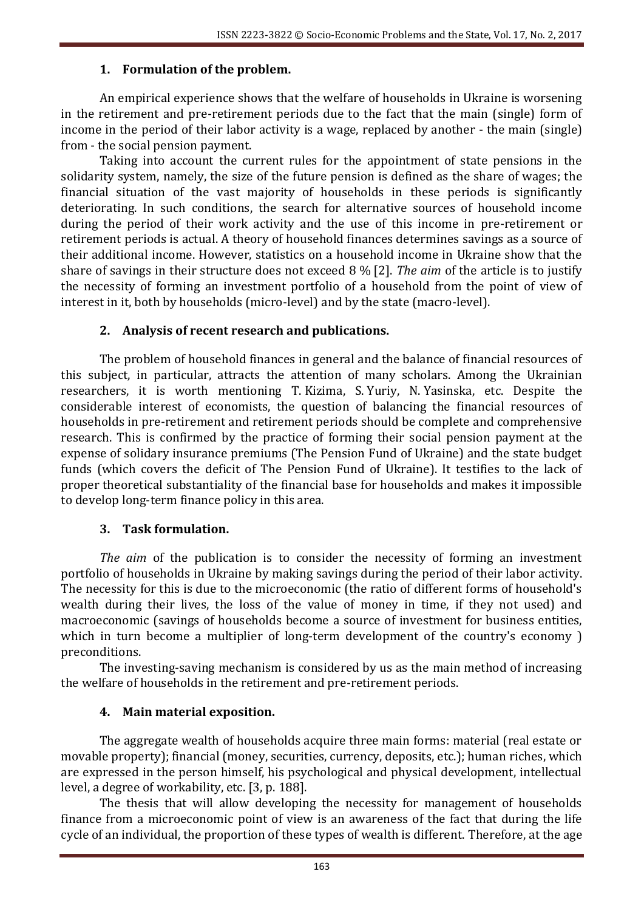## 1. Formulation of the problem.

An empirical experience shows that the welfare of households in Ukraine is worsening in the retirement and pre-retirement periods due to the fact that the main (single) form of income in the period of their labor activity is a wage, replaced by another - the main (single) from - the social pension payment.

Taking into account the current rules for the appointment of state pensions in the solidarity system, namely, the size of the future pension is defined as the share of wages; the financial situation of the vast majority of households in these periods is significantly deteriorating. In such conditions, the search for alternative sources of household income during the period of their work activity and the use of this income in pre-retirement or retirement periods is actual. A theory of household finances determines savings as a source of their additional income. However, statistics on a household income in Ukraine show that the share of savings in their structure does not exceed 8 % [2]. *The aim* of the article is to justify the necessity of forming an investment portfolio of a household from the point of view of interest in it, both by households (micro-level) and by the state (macro-level).

## 2. Analysis of recent research and publications.

The problem of household finances in general and the balance of financial resources of this subject, in particular, attracts the attention of many scholars. Among the Ukrainian researchers, it is worth mentioning T. Kizima, S. Yuriy, N. Yasinska, etc. Despite the considerable interest of economists, the question of balancing the financial resources of households in pre-retirement and retirement periods should be complete and comprehensive research. This is confirmed by the practice of forming their social pension payment at the expense of solidary insurance premiums (The Pension Fund of Ukraine) and the state budget funds (which covers the deficit of The Pension Fund of Ukraine). It testifies to the lack of proper theoretical substantiality of the financial base for households and makes it impossible to develop long-term finance policy in this area.

## 3. Task formulation.

*The aim* of the publication is to consider the necessity of forming an investment portfolio of households in Ukraine by making savings during the period of their labor activity. The necessity for this is due to the microeconomic (the ratio of different forms of household's wealth during their lives, the loss of the value of money in time, if they not used) and macroeconomic (savings of households become a source of investment for business entities, which in turn become a multiplier of long-term development of the country's economy ) preconditions.

The investing-saving mechanism is considered by us as the main method of increasing the welfare of households in the retirement and pre-retirement periods.

## 4. Main material exposition.

The aggregate wealth of households acquire three main forms: material (real estate or movable property); financial (money, securities, currency, deposits, etc.); human riches, which are expressed in the person himself, his psychological and physical development, intellectual level, a degree of workability, etc. [3, p. 188].

The thesis that will allow developing the necessity for management of households finance from a microeconomic point of view is an awareness of the fact that during the life cycle of an individual, the proportion of these types of wealth is different. Therefore, at the age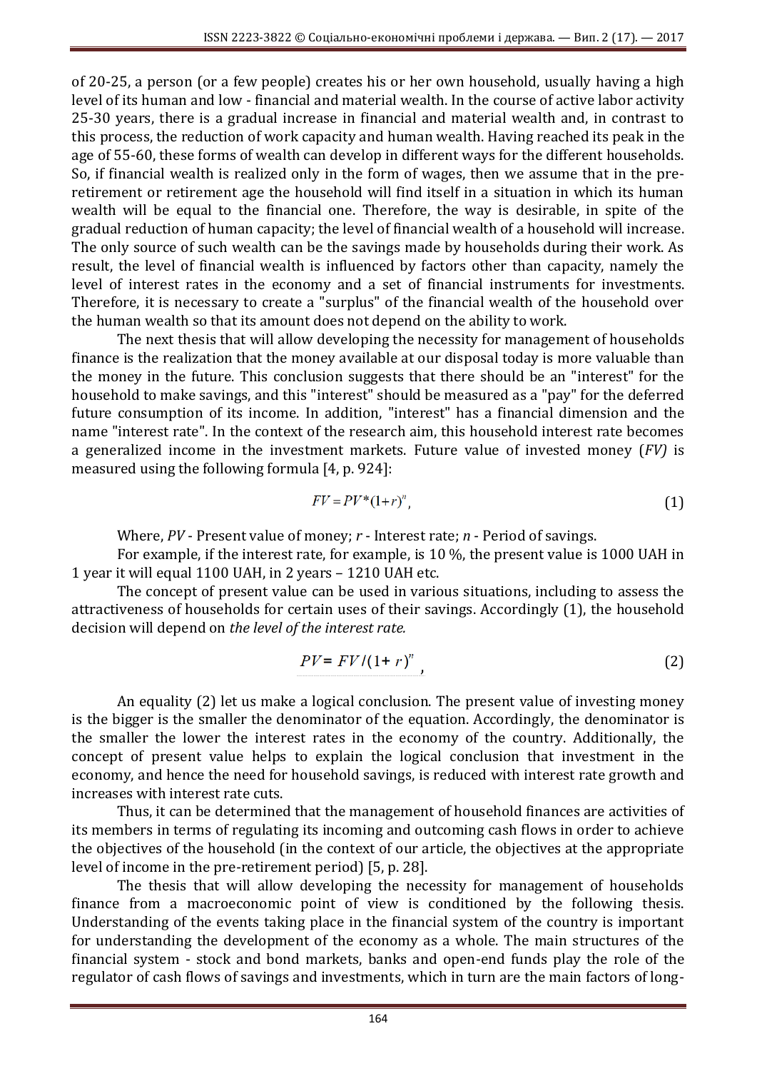of 20-25, a person (or a few people) creates his or her own household, usually having a high level of its human and low - financial and material wealth. In the course of active labor activity 25-30 years, there is a gradual increase in financial and material wealth and, in contrast to this process, the reduction of work capacity and human wealth. Having reached its peak in the age of 55-60, these forms of wealth can develop in different ways for the different households. So, if financial wealth is realized only in the form of wages, then we assume that in the pre-retirement or retirement age the household will find itself in a situation in which its human wealth will be equal to the financial one. Therefore, the way is desirable, in spite of the gradual reduction of human capacity; the level of financial wealth of a household will increase. The only source of such wealth can be the savings made by households during their work. As result, the level of financial wealth is influenced by factors other than capacity, namely the level of interest rates in the economy and a set of financial instruments for investments. Therefore, it is necessary to create a "surplus" of the financial wealth of the household over the human wealth so that its amount does not depend on the ability to work.

The next thesis that will allow developing the necessity for management of households finance is the realization that the money available at our disposal today is more valuable than the money in the future. This conclusion suggests that there should be an "interest" for the household to make savings, and this "interest" should be measured as a "pay" for the deferred future consumption of its income. In addition, "interest" has a financial dimension and the name "interest rate". In the context of the research aim, this household interest rate becomes a generalized income in the investment markets. Future value of invested money (*FV)* is measured using the following formula [4, p. 924]:

$$FV = PV*(1+r)^n, \tag{1}$$

Where, *PV* - Present value of money; *r* - Interest rate; *n* - Period of savings.

For example, if the interest rate, for example, is 10 %, the present value is 1000 UAH in 1 year it will equal 1100 UAH, in 2 years – 1210 UAH etc.

The concept of present value can be used in various situations, including to assess the attractiveness of households for certain uses of their savings. Accordingly (1), the household decision will depend on *the level of the interest rate.*

$$PV = FV/(1+r)^n, \tag{2}$$

An equality (2) let us make a logical conclusion. The present value of investing money is the bigger is the smaller the denominator of the equation. Accordingly, the denominator is the smaller the lower the interest rates in the economy of the country. Additionally, the concept of present value helps to explain the logical conclusion that investment in the economy, and hence the need for household savings, is reduced with interest rate growth and increases with interest rate cuts.

Thus, it can be determined that the management of household finances are activities of its members in terms of regulating its incoming and outcoming cash flows in order to achieve the objectives of the household (in the context of our article, the objectives at the appropriate level of income in the pre-retirement period) [5, p. 28].

The thesis that will allow developing the necessity for management of households finance from a macroeconomic point of view is conditioned by the following thesis. Understanding of the events taking place in the financial system of the country is important for understanding the development of the economy as a whole. The main structures of the financial system - stock and bond markets, banks and open-end funds play the role of the regulator of cash flows of savings and investments, which in turn are the main factors of long-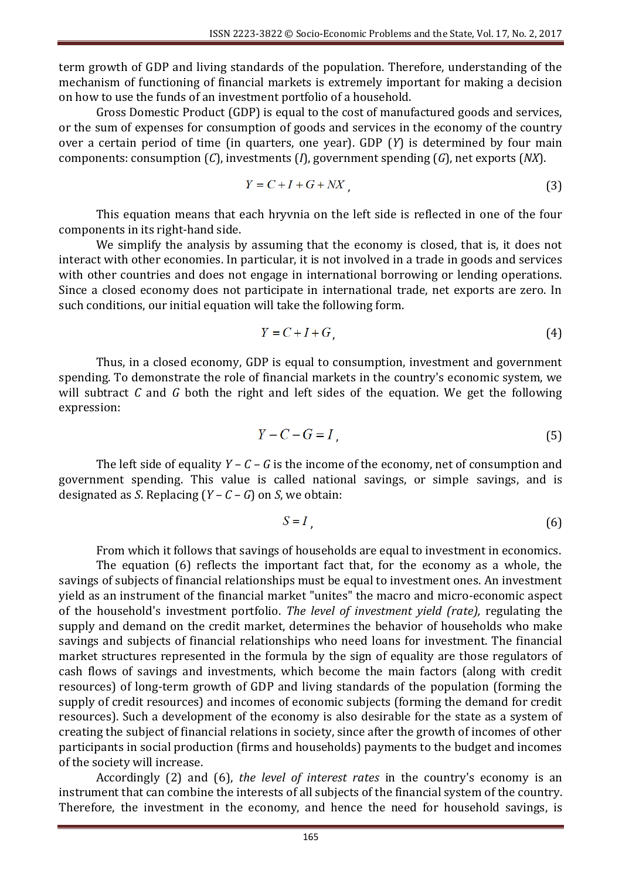term growth of GDP and living standards of the population. Therefore, understanding of the mechanism of functioning of financial markets is extremely important for making a decision on how to use the funds of an investment portfolio of a household.

Gross Domestic Product (GDP) is equal to the cost of manufactured goods and services, or the sum of expenses for consumption of goods and services in the economy of the country over a certain period of time (in quarters, one year). GDP ($Y$) is determined by four main components: consumption ($C$), investments ($I$), government spending ($G$), net exports ($NX$).

$$Y = C + I + G + NX\,, \tag{3}$$

This equation means that each hryvnia on the left side is reflected in one of the four components in its right-hand side.

We simplify the analysis by assuming that the economy is closed, that is, it does not interact with other economies. In particular, it is not involved in a trade in goods and services with other countries and does not engage in international borrowing or lending operations. Since a closed economy does not participate in international trade, net exports are zero. In such conditions, our initial equation will take the following form.

$$Y = C + I + G\,, \tag{4}$$

Thus, in a closed economy, GDP is equal to consumption, investment and government spending. To demonstrate the role of financial markets in the country's economic system, we will subtract $C$ and $G$ both the right and left sides of the equation. We get the following expression:

$$Y - C - G = I\,, \tag{5}$$

The left side of equality $Y - C - G$ is the income of the economy, net of consumption and government spending. This value is called national savings, or simple savings, and is designated as $S$. Replacing ($Y - C - G$) on $S$, we obtain:

$$S = I\,, \tag{6}$$

From which it follows that savings of households are equal to investment in economics.

The equation (6) reflects the important fact that, for the economy as a whole, the savings of subjects of financial relationships must be equal to investment ones. An investment yield as an instrument of the financial market "unites" the macro and micro-economic aspect of the household's investment portfolio. *The level of investment yield (rate),* regulating the supply and demand on the credit market, determines the behavior of households who make savings and subjects of financial relationships who need loans for investment. The financial market structures represented in the formula by the sign of equality are those regulators of cash flows of savings and investments, which become the main factors (along with credit resources) of long-term growth of GDP and living standards of the population (forming the supply of credit resources) and incomes of economic subjects (forming the demand for credit resources). Such a development of the economy is also desirable for the state as a system of creating the subject of financial relations in society, since after the growth of incomes of other participants in social production (firms and households) payments to the budget and incomes of the society will increase.

Accordingly (2) and (6), *the level of interest rates* in the country's economy is an instrument that can combine the interests of all subjects of the financial system of the country. Therefore, the investment in the economy, and hence the need for household savings, is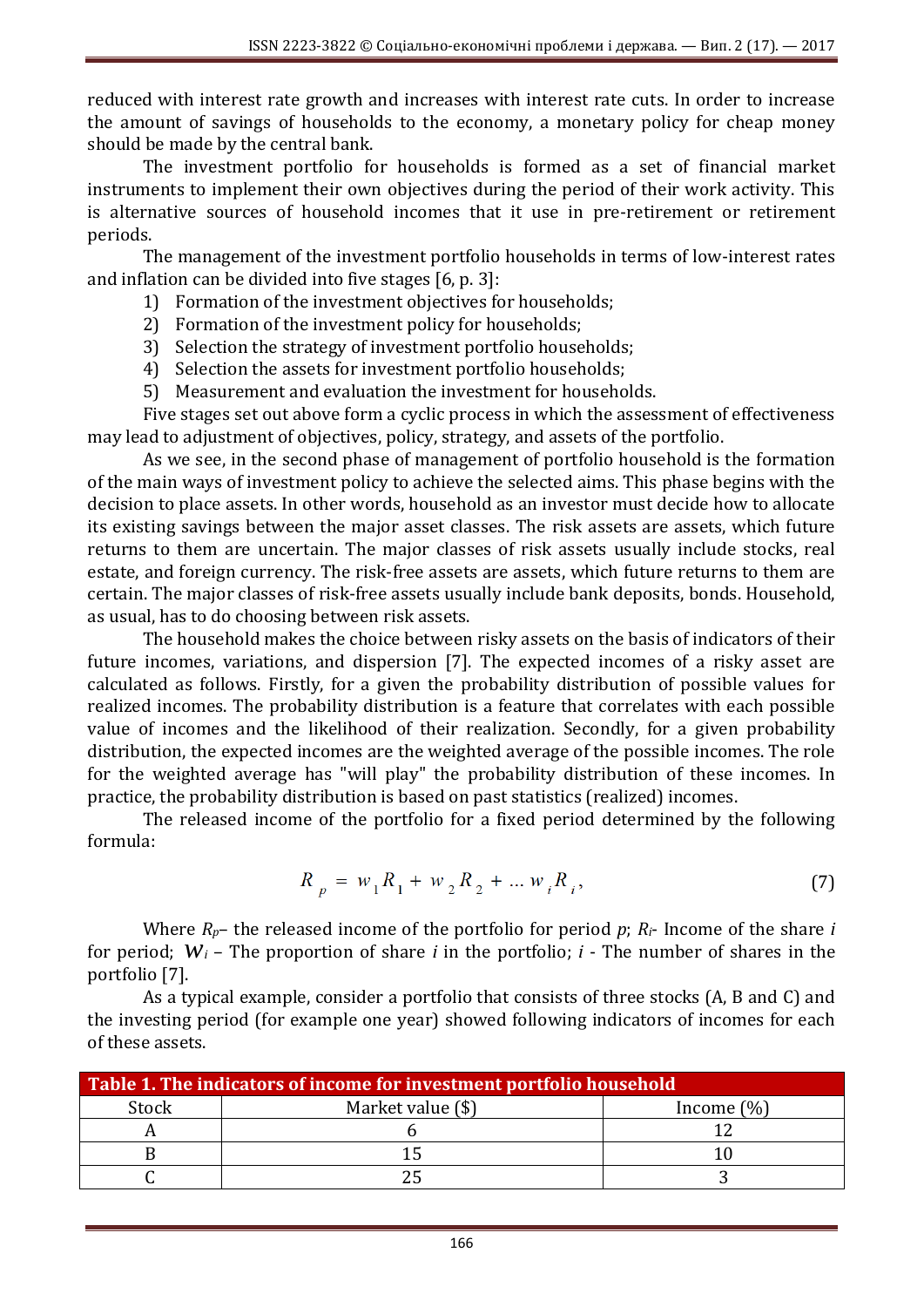reduced with interest rate growth and increases with interest rate cuts. In order to increase the amount of savings of households to the economy, a monetary policy for cheap money should be made by the central bank.

The investment portfolio for households is formed as a set of financial market instruments to implement their own objectives during the period of their work activity. This is alternative sources of household incomes that it use in pre-retirement or retirement periods.

The management of the investment portfolio households in terms of low-interest rates and inflation can be divided into five stages [6, p. 3]:

1) Formation of the investment objectives for households;
2) Formation of the investment policy for households;
3) Selection the strategy of investment portfolio households;
4) Selection the assets for investment portfolio households;
5) Measurement and evaluation the investment for households.

Five stages set out above form a cyclic process in which the assessment of effectiveness may lead to adjustment of objectives, policy, strategy, and assets of the portfolio.

As we see, in the second phase of management of portfolio household is the formation of the main ways of investment policy to achieve the selected aims. This phase begins with the decision to place assets. In other words, household as an investor must decide how to allocate its existing savings between the major asset classes. The risk assets are assets, which future returns to them are uncertain. The major classes of risk assets usually include stocks, real estate, and foreign currency. The risk-free assets are assets, which future returns to them are certain. The major classes of risk-free assets usually include bank deposits, bonds. Household, as usual, has to do choosing between risk assets.

The household makes the choice between risky assets on the basis of indicators of their future incomes, variations, and dispersion [7]. The expected incomes of a risky asset are calculated as follows. Firstly, for a given the probability distribution of possible values for realized incomes. The probability distribution is a feature that correlates with each possible value of incomes and the likelihood of their realization. Secondly, for a given probability distribution, the expected incomes are the weighted average of the possible incomes. The role for the weighted average has "will play" the probability distribution of these incomes. In practice, the probability distribution is based on past statistics (realized) incomes.

The released income of the portfolio for a fixed period determined by the following formula:

$$R_p = w_1 R_1 + w_2 R_2 + \dots w_i R_i, \tag{7}$$

Where $R_p$– the released income of the portfolio for period $p$; $R_i$- Income of the share $i$ for period; $W_i$ – The proportion of share $i$ in the portfolio; $i$ - The number of shares in the portfolio [7].

As a typical example, consider a portfolio that consists of three stocks (A, B and C) and the investing period (for example one year) showed following indicators of incomes for each of these assets.

**Table 1. The indicators of income for investment portfolio household**

| Stock | Market value ($) | Income (%) |
|---|---|---|
| A | 6 | 12 |
| B | 15 | 10 |
| C | 25 | 3 |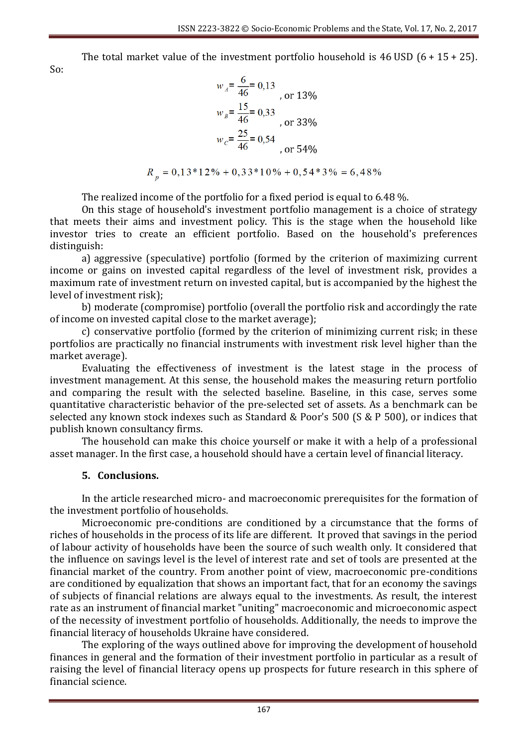The total market value of the investment portfolio household is 46 USD (6 + 15 + 25). So:

$$w_A = \frac{6}{46} = 0{,}13 \text{, or } 13\%$$

$$w_B = \frac{15}{46} = 0{,}33 \text{, or } 33\%$$

$$w_C = \frac{25}{46} = 0{,}54 \text{, or } 54\%$$

$$R_p = 0{,}13*12\% + 0{,}33*10\% + 0{,}54*3\% = 6{,}48\%$$

The realized income of the portfolio for a fixed period is equal to 6.48 %.

On this stage of household's investment portfolio management is a choice of strategy that meets their aims and investment policy. This is the stage when the household like investor tries to create an efficient portfolio. Based on the household's preferences distinguish:

a) aggressive (speculative) portfolio (formed by the criterion of maximizing current income or gains on invested capital regardless of the level of investment risk, provides a maximum rate of investment return on invested capital, but is accompanied by the highest the level of investment risk);

b) moderate (compromise) portfolio (overall the portfolio risk and accordingly the rate of income on invested capital close to the market average);

c) conservative portfolio (formed by the criterion of minimizing current risk; in these portfolios are practically no financial instruments with investment risk level higher than the market average).

Evaluating the effectiveness of investment is the latest stage in the process of investment management. At this sense, the household makes the measuring return portfolio and comparing the result with the selected baseline. Baseline, in this case, serves some quantitative characteristic behavior of the pre-selected set of assets. As a benchmark can be selected any known stock indexes such as Standard & Poor's 500 (S & P 500), or indices that publish known consultancy firms.

The household can make this choice yourself or make it with a help of a professional asset manager. In the first case, a household should have a certain level of financial literacy.

## 5. Conclusions.

In the article researched micro- and macroeconomic prerequisites for the formation of the investment portfolio of households.

Microeconomic pre-conditions are conditioned by a circumstance that the forms of riches of households in the process of its life are different. It proved that savings in the period of labour activity of households have been the source of such wealth only. It considered that the influence on savings level is the level of interest rate and set of tools are presented at the financial market of the country. From another point of view, macroeconomic pre-conditions are conditioned by equalization that shows an important fact, that for an economy the savings of subjects of financial relations are always equal to the investments. As result, the interest rate as an instrument of financial market "uniting" macroeconomic and microeconomic aspect of the necessity of investment portfolio of households. Additionally, the needs to improve the financial literacy of households Ukraine have considered.

The exploring of the ways outlined above for improving the development of household finances in general and the formation of their investment portfolio in particular as a result of raising the level of financial literacy opens up prospects for future research in this sphere of financial science.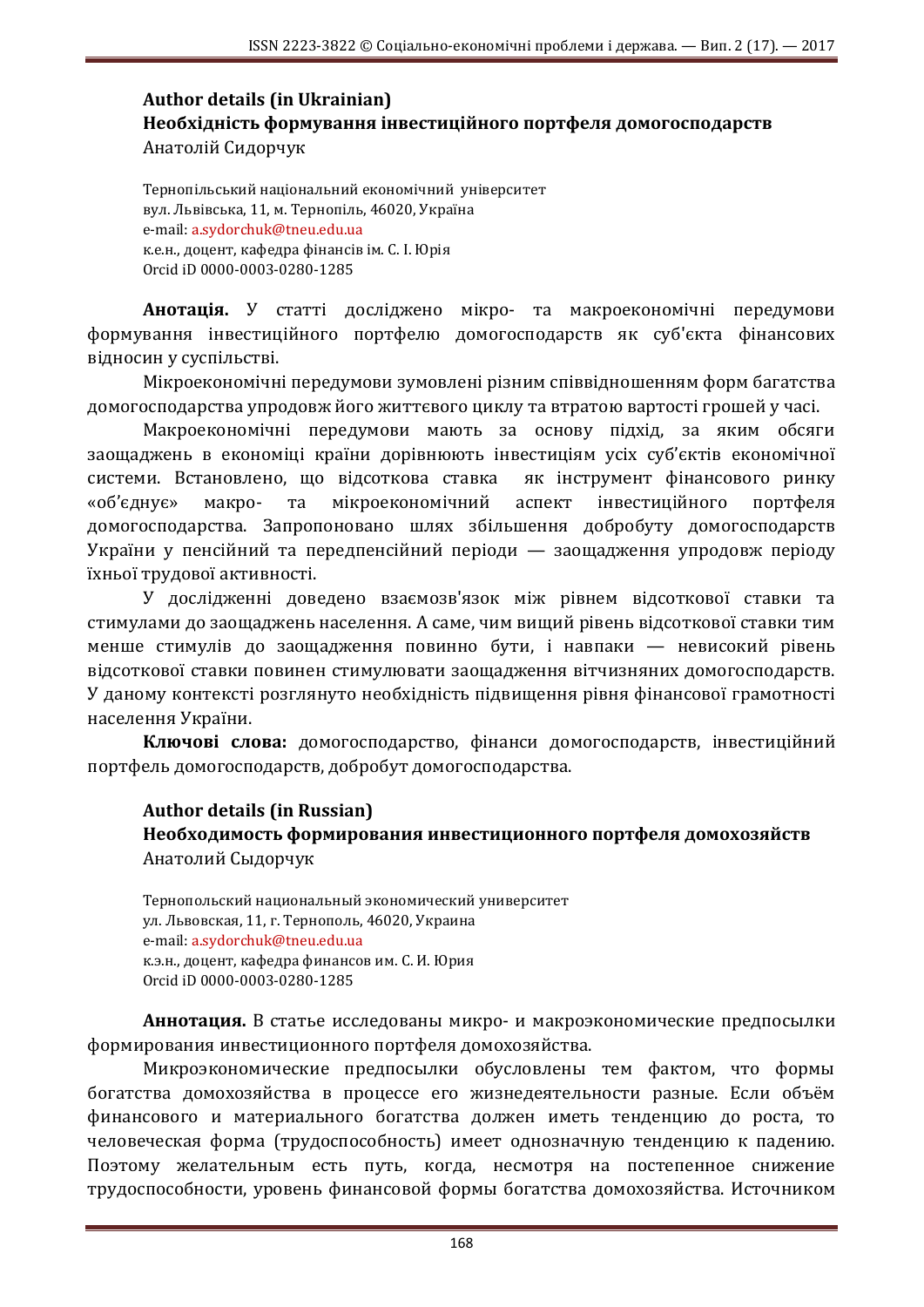## Author details (in Ukrainian)

### Необхідність формування інвестиційного портфеля домогосподарств

Анатолій Сидорчук

Тернопільський національний економічний університет
вул. Львівська, 11, м. Тернопіль, 46020, Україна
e-mail: a.sydorchuk@tneu.edu.ua
к.е.н., доцент, кафедра фінансів ім. С. І. Юрія
Orcid iD 0000-0003-0280-1285

**Анотація.** У статті досліджено мікро- та макроекономічні передумови формування інвестиційного портфелю домогосподарств як суб'єкта фінансових відносин у суспільстві.

Мікроекономічні передумови зумовлені різним співвідношенням форм багатства домогосподарства упродовж його життєвого циклу та втратою вартості грошей у часі.

Макроекономічні передумови мають за основу підхід, за яким обсяги заощаджень в економіці країни дорівнюють інвестиціям усіх суб'єктів економічної системи. Встановлено, що відсоткова ставка як інструмент фінансового ринку «об'єднує» макро- та мікроекономічний аспект інвестиційного портфеля домогосподарства. Запропоновано шлях збільшення добробуту домогосподарств України у пенсійний та передпенсійний періоди — заощадження упродовж періоду їхньої трудової активності.

У дослідженні доведено взаємозв'язок між рівнем відсоткової ставки та стимулами до заощаджень населення. А саме, чим вищий рівень відсоткової ставки тим менше стимулів до заощадження повинно бути, і навпаки — невисокий рівень відсоткової ставки повинен стимулювати заощадження вітчизняних домогосподарств. У даному контексті розглянуто необхідність підвищення рівня фінансової грамотності населення України.

**Ключові слова:** домогосподарство, фінанси домогосподарств, інвестиційний портфель домогосподарств, добробут домогосподарства.

## Author details (in Russian)

### Необходимость формирования инвестиционного портфеля домохозяйств

Анатолий Сыдорчук

Тернопольский национальный экономический университет
ул. Львовская, 11, г. Тернополь, 46020, Украина
e-mail: a.sydorchuk@tneu.edu.ua
к.э.н., доцент, кафедра финансов им. С. И. Юрия
Orcid iD 0000-0003-0280-1285

**Аннотация.** В статье исследованы микро- и макроэкономические предпосылки формирования инвестиционного портфеля домохозяйства.

Микроэкономические предпосылки обусловлены тем фактом, что формы богатства домохозяйства в процессе его жизнедеятельности разные. Если объём финансового и материального богатства должен иметь тенденцию до роста, то человеческая форма (трудоспособность) имеет однозначную тенденцию к падению. Поэтому желательным есть путь, когда, несмотря на постепенное снижение трудоспособности, уровень финансовой формы богатства домохозяйства. Источником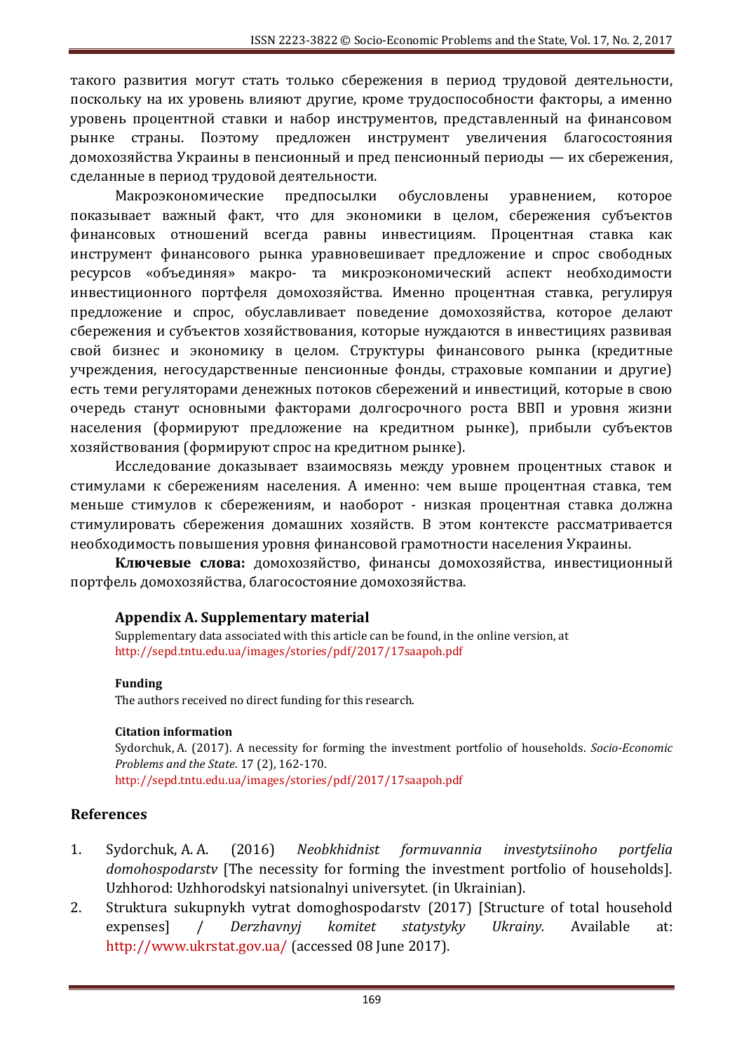такого развития могут стать только сбережения в период трудовой деятельности, поскольку на их уровень влияют другие, кроме трудоспособности факторы, а именно уровень процентной ставки и набор инструментов, представленный на финансовом рынке страны. Поэтому предложен инструмент увеличения благосостояния домохозяйства Украины в пенсионный и пред пенсионный периоды — их сбережения, сделанные в период трудовой деятельности.

Макроэкономические предпосылки обусловлены уравнением, которое показывает важный факт, что для экономики в целом, сбережения субъектов финансовых отношений всегда равны инвестициям. Процентная ставка как инструмент финансового рынка уравновешивает предложение и спрос свободных ресурсов «объединяя» макро- та микроэкономический аспект необходимости инвестиционного портфеля домохозяйства. Именно процентная ставка, регулируя предложение и спрос, обуславливает поведение домохозяйства, которое делают сбережения и субъектов хозяйствования, которые нуждаются в инвестициях развивая свой бизнес и экономику в целом. Структуры финансового рынка (кредитные учреждения, негосударственные пенсионные фонды, страховые компании и другие) есть теми регуляторами денежных потоков сбережений и инвестиций, которые в свою очередь станут основными факторами долгосрочного роста ВВП и уровня жизни населения (формируют предложение на кредитном рынке), прибыли субъектов хозяйствования (формируют спрос на кредитном рынке).

Исследование доказывает взаимосвязь между уровнем процентных ставок и стимулами к сбережениям населения. А именно: чем выше процентная ставка, тем меньше стимулов к сбережениям, и наоборот - низкая процентная ставка должна стимулировать сбережения домашних хозяйств. В этом контексте рассматривается необходимость повышения уровня финансовой грамотности населения Украины.

**Ключевые слова:** домохозяйство, финансы домохозяйства, инвестиционный портфель домохозяйства, благосостояние домохозяйства.

### Appendix A. Supplementary material

Supplementary data associated with this article can be found, in the online version, at http://sepd.tntu.edu.ua/images/stories/pdf/2017/17saapoh.pdf

#### Funding

The authors received no direct funding for this research.

#### Citation information

Sydorchuk, A. (2017). A necessity for forming the investment portfolio of households. *Socio-Economic Problems and the State.* 17 (2), 162-170.
http://sepd.tntu.edu.ua/images/stories/pdf/2017/17saapoh.pdf

## References

1. Sydorchuk, A. A. (2016) *Neobkhidnist formuvannia investytsiinoho portfelia domohospodarstv* [The necessity for forming the investment portfolio of households]. Uzhhorod: Uzhhorodskyi natsionalnyi universytet. (in Ukrainian).
2. Struktura sukupnykh vytrat domoghospodarstv (2017) [Structure of total household expenses] / *Derzhavnyj komitet statystyky Ukrainy.* Available at: http://www.ukrstat.gov.ua/ (accessed 08 June 2017).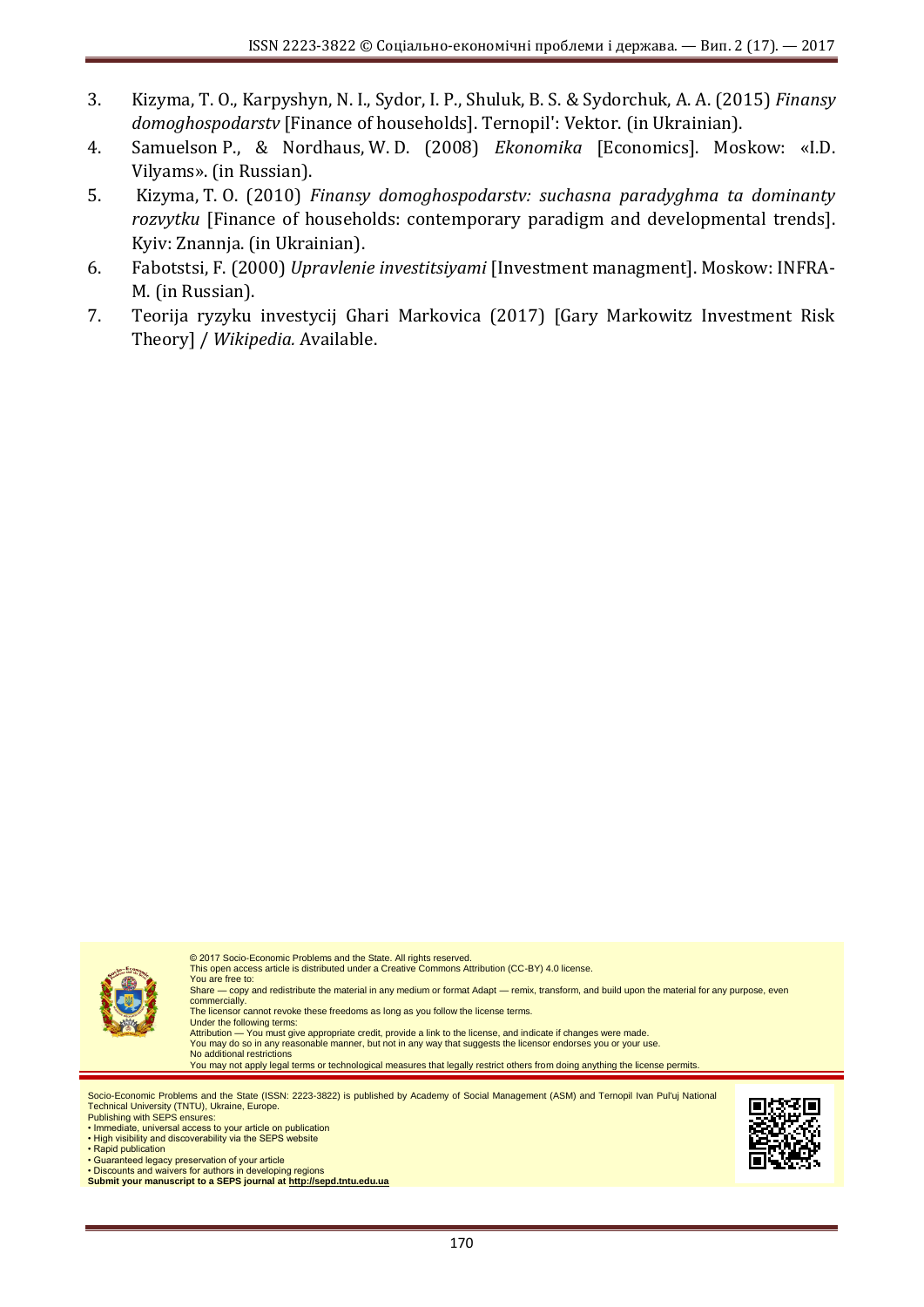3. Kizyma, T. O., Karpyshyn, N. I., Sydor, I. P., Shuluk, B. S. & Sydorchuk, A. A. (2015) *Finansy domoghospodarstv* [Finance of households]. Ternopil': Vektor. (in Ukrainian).
4. Samuelson P., & Nordhaus, W. D. (2008) *Ekonomika* [Economics]. Moskow: «I.D. Vilyams». (in Russian).
5. Kizyma, T. O. (2010) *Finansy domoghospodarstv: suchasna paradyghma ta dominanty rozvytku* [Finance of households: contemporary paradigm and developmental trends]. Kyiv: Znannja. (in Ukrainian).
6. Fabotstsi, F. (2000) *Upravlenie investitsiyami* [Investment managment]. Moskow: INFRA-M. (in Russian).
7. Teorija ryzyku investycij Ghari Markovica (2017) [Gary Markowitz Investment Risk Theory] / *Wikipedia.* Available.

© 2017 Socio-Economic Problems and the State. All rights reserved.
This open access article is distributed under a Creative Commons Attribution (CC-BY) 4.0 license.
You are free to:
Share — copy and redistribute the material in any medium or format Adapt — remix, transform, and build upon the material for any purpose, even commercially.
The licensor cannot revoke these freedoms as long as you follow the license terms.
Under the following terms:
Attribution — You must give appropriate credit, provide a link to the license, and indicate if changes were made.
You may do so in any reasonable manner, but not in any way that suggests the licensor endorses you or your use.
No additional restrictions
You may not apply legal terms or technological measures that legally restrict others from doing anything the license permits.

Socio-Economic Problems and the State (ISSN: 2223-3822) is published by Academy of Social Management (ASM) and Ternopil Ivan Pul'uj National Technical University (TNTU), Ukraine, Europe.
Publishing with SEPS ensures:
- Immediate, universal access to your article on publication
- High visibility and discoverability via the SEPS website
- Rapid publication
- Guaranteed legacy preservation of your article
- Discounts and waivers for authors in developing regions

**Submit your manuscript to a SEPS journal at http://sepd.tntu.edu.ua**